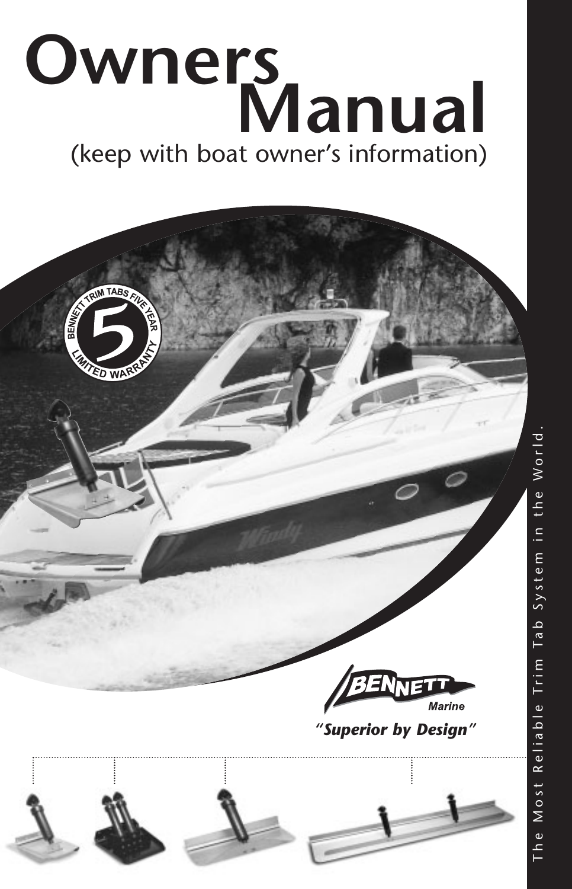# Owners Manual

(keep with boat owner's information)

BENNETT TRIM TABS FIVE YEAR 5 LIMITED WARRANTY

BENNETT Marine

*"Superior by Design"*

The Most Reliable Trim Tab System in the World.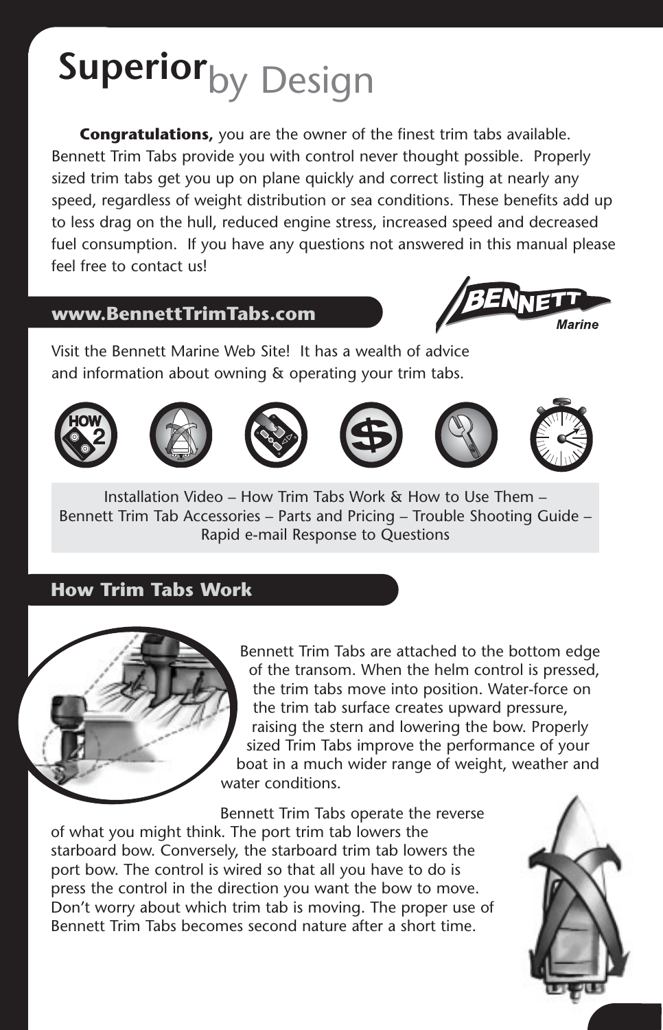# Superior by Design

**Congratulations,** you are the owner of the finest trim tabs available. Bennett Trim Tabs provide you with control never thought possible. Properly sized trim tabs get you up on plane quickly and correct listing at nearly any speed, regardless of weight distribution or sea conditions. These benefits add up to less drag on the hull, reduced engine stress, increased speed and decreased fuel consumption. If you have any questions not answered in this manual please feel free to contact us!

## www.BennettTrimTabs.com

Visit the Bennett Marine Web Site! It has a wealth of advice and information about owning & operating your trim tabs.

Installation Video – How Trim Tabs Work & How to Use Them – Bennett Trim Tab Accessories – Parts and Pricing – Trouble Shooting Guide – Rapid e-mail Response to Questions

## How Trim Tabs Work

Bennett Trim Tabs are attached to the bottom edge of the transom. When the helm control is pressed, the trim tabs move into position. Water-force on the trim tab surface creates upward pressure, raising the stern and lowering the bow. Properly sized Trim Tabs improve the performance of your boat in a much wider range of weight, weather and water conditions.

Bennett Trim Tabs operate the reverse of what you might think. The port trim tab lowers the starboard bow. Conversely, the starboard trim tab lowers the port bow. The control is wired so that all you have to do is press the control in the direction you want the bow to move. Don't worry about which trim tab is moving. The proper use of Bennett Trim Tabs becomes second nature after a short time.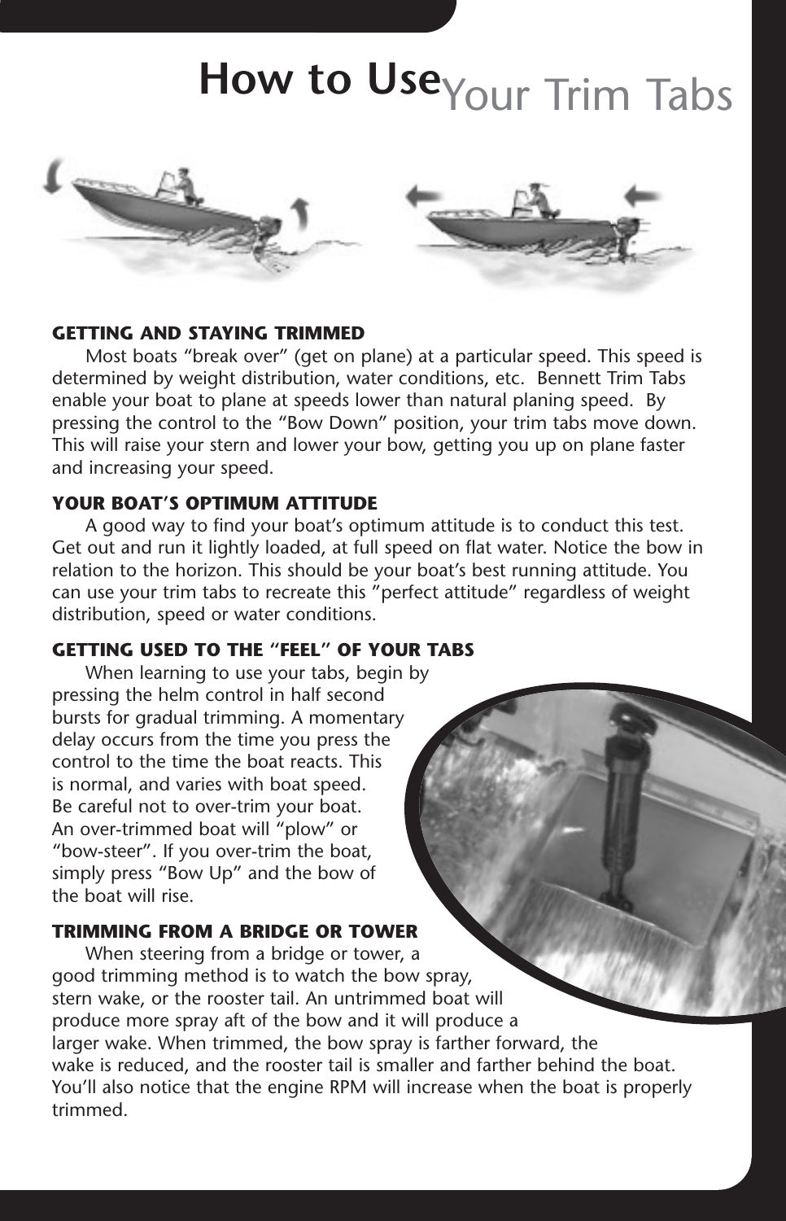# How to Use Your Trim Tabs

### GETTING AND STAYING TRIMMED

Most boats "break over" (get on plane) at a particular speed. This speed is determined by weight distribution, water conditions, etc. Bennett Trim Tabs enable your boat to plane at speeds lower than natural planing speed. By pressing the control to the "Bow Down" position, your trim tabs move down. This will raise your stern and lower your bow, getting you up on plane faster and increasing your speed.

### YOUR BOAT'S OPTIMUM ATTITUDE

A good way to find your boat's optimum attitude is to conduct this test. Get out and run it lightly loaded, at full speed on flat water. Notice the bow in relation to the horizon. This should be your boat's best running attitude. You can use your trim tabs to recreate this "perfect attitude" regardless of weight distribution, speed or water conditions.

### GETTING USED TO THE "FEEL" OF YOUR TABS

When learning to use your tabs, begin by pressing the helm control in half second bursts for gradual trimming. A momentary delay occurs from the time you press the control to the time the boat reacts. This is normal, and varies with boat speed. Be careful not to over-trim your boat. An over-trimmed boat will "plow" or "bow-steer". If you over-trim the boat, simply press "Bow Up" and the bow of the boat will rise.

### TRIMMING FROM A BRIDGE OR TOWER

When steering from a bridge or tower, a good trimming method is to watch the bow spray, stern wake, or the rooster tail. An untrimmed boat will produce more spray aft of the bow and it will produce a larger wake. When trimmed, the bow spray is farther forward, the wake is reduced, and the rooster tail is smaller and farther behind the boat. You'll also notice that the engine RPM will increase when the boat is properly trimmed.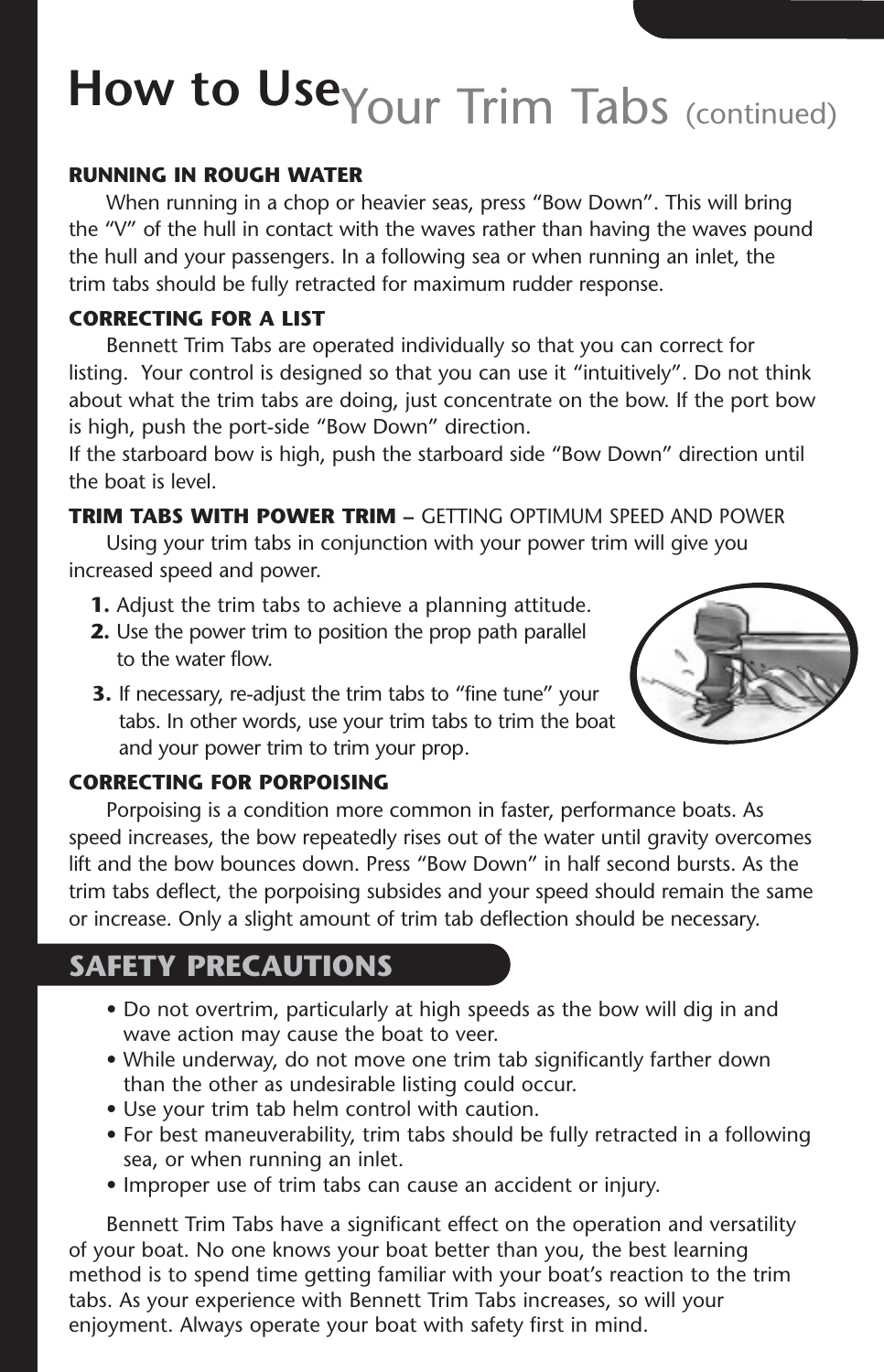# How to Use Your Trim Tabs (continued)

**RUNNING IN ROUGH WATER**

When running in a chop or heavier seas, press “Bow Down”. This will bring the “V” of the hull in contact with the waves rather than having the waves pound the hull and your passengers. In a following sea or when running an inlet, the trim tabs should be fully retracted for maximum rudder response.

**CORRECTING FOR A LIST**

Bennett Trim Tabs are operated individually so that you can correct for listing. Your control is designed so that you can use it “intuitively”. Do not think about what the trim tabs are doing, just concentrate on the bow. If the port bow is high, push the port-side “Bow Down” direction.
If the starboard bow is high, push the starboard side “Bow Down” direction until the boat is level.

**TRIM TABS WITH POWER TRIM** – GETTING OPTIMUM SPEED AND POWER

Using your trim tabs in conjunction with your power trim will give you increased speed and power.

1. Adjust the trim tabs to achieve a planning attitude.
2. Use the power trim to position the prop path parallel to the water flow.
3. If necessary, re-adjust the trim tabs to “fine tune” your tabs. In other words, use your trim tabs to trim the boat and your power trim to trim your prop.

**CORRECTING FOR PORPOISING**

Porpoising is a condition more common in faster, performance boats. As speed increases, the bow repeatedly rises out of the water until gravity overcomes lift and the bow bounces down. Press “Bow Down” in half second bursts. As the trim tabs deflect, the porpoising subsides and your speed should remain the same or increase. Only a slight amount of trim tab deflection should be necessary.

## SAFETY PRECAUTIONS

- Do not overtrim, particularly at high speeds as the bow will dig in and wave action may cause the boat to veer.
- While underway, do not move one trim tab significantly farther down than the other as undesirable listing could occur.
- Use your trim tab helm control with caution.
- For best maneuverability, trim tabs should be fully retracted in a following sea, or when running an inlet.
- Improper use of trim tabs can cause an accident or injury.

Bennett Trim Tabs have a significant effect on the operation and versatility of your boat. No one knows your boat better than you, the best learning method is to spend time getting familiar with your boat’s reaction to the trim tabs. As your experience with Bennett Trim Tabs increases, so will your enjoyment. Always operate your boat with safety first in mind.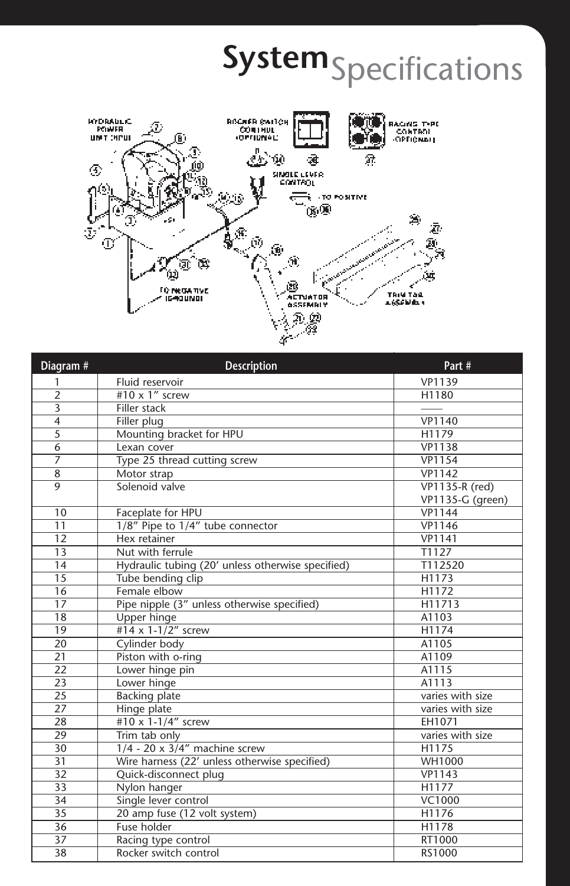# System Specifications

| Diagram # | Description | Part # |
|---|---|---|
| 1 | Fluid reservoir | VP1139 |
| 2 | #10 x 1" screw | H1180 |
| 3 | Filler stack | —— |
| 4 | Filler plug | VP1140 |
| 5 | Mounting bracket for HPU | H1179 |
| 6 | Lexan cover | VP1138 |
| 7 | Type 25 thread cutting screw | VP1154 |
| 8 | Motor strap | VP1142 |
| 9 | Solenoid valve | VP1135-R (red) VP1135-G (green) |
| 10 | Faceplate for HPU | VP1144 |
| 11 | 1/8" Pipe to 1/4" tube connector | VP1146 |
| 12 | Hex retainer | VP1141 |
| 13 | Nut with ferrule | T1127 |
| 14 | Hydraulic tubing (20' unless otherwise specified) | T112520 |
| 15 | Tube bending clip | H1173 |
| 16 | Female elbow | H1172 |
| 17 | Pipe nipple (3" unless otherwise specified) | H11713 |
| 18 | Upper hinge | A1103 |
| 19 | #14 x 1-1/2" screw | H1174 |
| 20 | Cylinder body | A1105 |
| 21 | Piston with o-ring | A1109 |
| 22 | Lower hinge pin | A1115 |
| 23 | Lower hinge | A1113 |
| 25 | Backing plate | varies with size |
| 27 | Hinge plate | varies with size |
| 28 | #10 x 1-1/4" screw | EH1071 |
| 29 | Trim tab only | varies with size |
| 30 | 1/4 - 20 x 3/4" machine screw | H1175 |
| 31 | Wire harness (22' unless otherwise specified) | WH1000 |
| 32 | Quick-disconnect plug | VP1143 |
| 33 | Nylon hanger | H1177 |
| 34 | Single lever control | VC1000 |
| 35 | 20 amp fuse (12 volt system) | H1176 |
| 36 | Fuse holder | H1178 |
| 37 | Racing type control | RT1000 |
| 38 | Rocker switch control | RS1000 |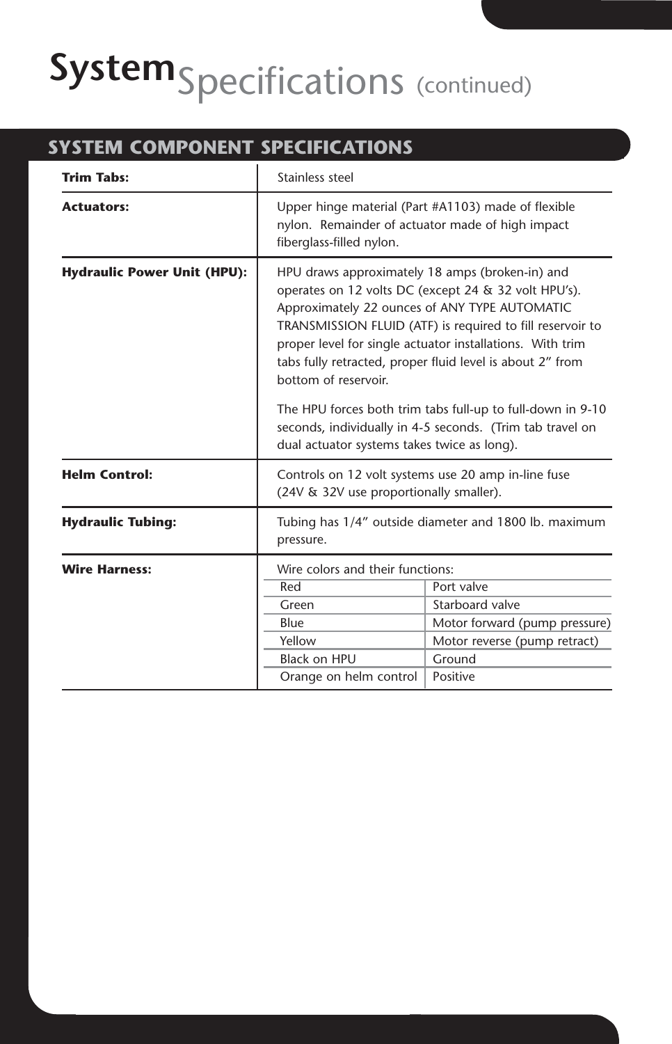# System Specifications (continued)

## SYSTEM COMPONENT SPECIFICATIONS

| | |
|---|---|
| **Trim Tabs:** | Stainless steel |
| **Actuators:** | Upper hinge material (Part #A1103) made of flexible nylon. Remainder of actuator made of high impact fiberglass-filled nylon. |
| **Hydraulic Power Unit (HPU):** | HPU draws approximately 18 amps (broken-in) and operates on 12 volts DC (except 24 & 32 volt HPU's). Approximately 22 ounces of ANY TYPE AUTOMATIC TRANSMISSION FLUID (ATF) is required to fill reservoir to proper level for single actuator installations. With trim tabs fully retracted, proper fluid level is about 2" from bottom of reservoir.<br><br>The HPU forces both trim tabs full-up to full-down in 9-10 seconds, individually in 4-5 seconds. (Trim tab travel on dual actuator systems takes twice as long). |
| **Helm Control:** | Controls on 12 volt systems use 20 amp in-line fuse (24V & 32V use proportionally smaller). |
| **Hydraulic Tubing:** | Tubing has 1/4" outside diameter and 1800 lb. maximum pressure. |
| **Wire Harness:** | Wire colors and their functions: |

Wire colors and their functions:

| | |
|---|---|
| Red | Port valve |
| Green | Starboard valve |
| Blue | Motor forward (pump pressure) |
| Yellow | Motor reverse (pump retract) |
| Black on HPU | Ground |
| Orange on helm control | Positive |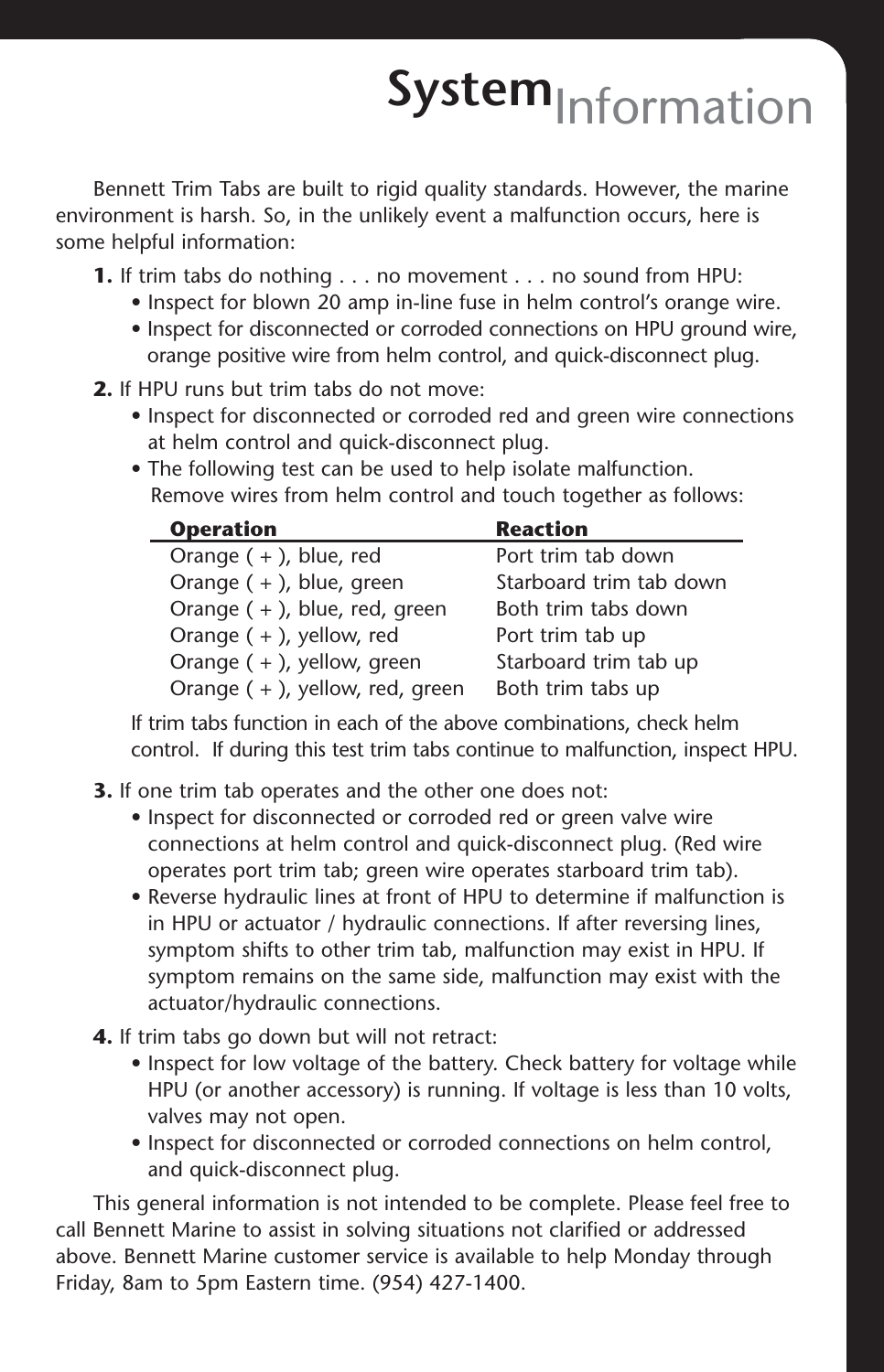# System Information

Bennett Trim Tabs are built to rigid quality standards. However, the marine environment is harsh. So, in the unlikely event a malfunction occurs, here is some helpful information:

**1.** If trim tabs do nothing . . . no movement . . . no sound from HPU:
- Inspect for blown 20 amp in-line fuse in helm control's orange wire.
- Inspect for disconnected or corroded connections on HPU ground wire, orange positive wire from helm control, and quick-disconnect plug.

**2.** If HPU runs but trim tabs do not move:
- Inspect for disconnected or corroded red and green wire connections at helm control and quick-disconnect plug.
- The following test can be used to help isolate malfunction. Remove wires from helm control and touch together as follows:

| Operation | Reaction |
|---|---|
| Orange ( + ), blue, red | Port trim tab down |
| Orange ( + ), blue, green | Starboard trim tab down |
| Orange ( + ), blue, red, green | Both trim tabs down |
| Orange ( + ), yellow, red | Port trim tab up |
| Orange ( + ), yellow, green | Starboard trim tab up |
| Orange ( + ), yellow, red, green | Both trim tabs up |

If trim tabs function in each of the above combinations, check helm control. If during this test trim tabs continue to malfunction, inspect HPU.

**3.** If one trim tab operates and the other one does not:
- Inspect for disconnected or corroded red or green valve wire connections at helm control and quick-disconnect plug. (Red wire operates port trim tab; green wire operates starboard trim tab).
- Reverse hydraulic lines at front of HPU to determine if malfunction is in HPU or actuator / hydraulic connections. If after reversing lines, symptom shifts to other trim tab, malfunction may exist in HPU. If symptom remains on the same side, malfunction may exist with the actuator/hydraulic connections.

**4.** If trim tabs go down but will not retract:
- Inspect for low voltage of the battery. Check battery for voltage while HPU (or another accessory) is running. If voltage is less than 10 volts, valves may not open.
- Inspect for disconnected or corroded connections on helm control, and quick-disconnect plug.

This general information is not intended to be complete. Please feel free to call Bennett Marine to assist in solving situations not clarified or addressed above. Bennett Marine customer service is available to help Monday through Friday, 8am to 5pm Eastern time. (954) 427-1400.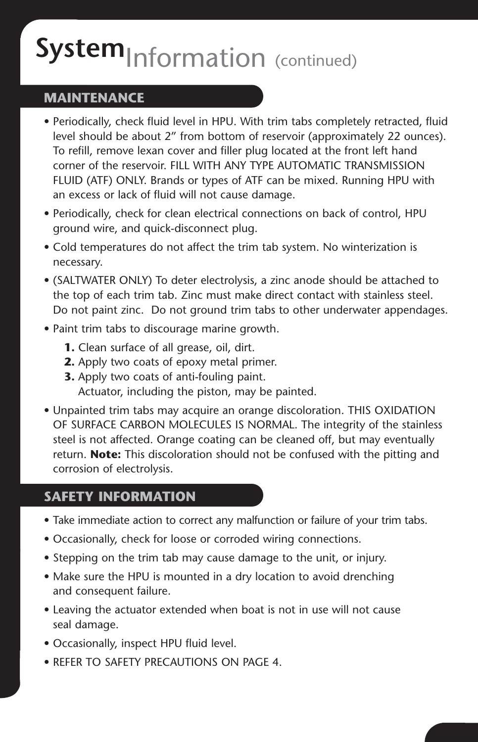# System Information (continued)

## MAINTENANCE

- Periodically, check fluid level in HPU. With trim tabs completely retracted, fluid level should be about 2" from bottom of reservoir (approximately 22 ounces). To refill, remove lexan cover and filler plug located at the front left hand corner of the reservoir. FILL WITH ANY TYPE AUTOMATIC TRANSMISSION FLUID (ATF) ONLY. Brands or types of ATF can be mixed. Running HPU with an excess or lack of fluid will not cause damage.
- Periodically, check for clean electrical connections on back of control, HPU ground wire, and quick-disconnect plug.
- Cold temperatures do not affect the trim tab system. No winterization is necessary.
- (SALTWATER ONLY) To deter electrolysis, a zinc anode should be attached to the top of each trim tab. Zinc must make direct contact with stainless steel. Do not paint zinc. Do not ground trim tabs to other underwater appendages.
- Paint trim tabs to discourage marine growth.
  1. Clean surface of all grease, oil, dirt.
  2. Apply two coats of epoxy metal primer.
  3. Apply two coats of anti-fouling paint.
     Actuator, including the piston, may be painted.
- Unpainted trim tabs may acquire an orange discoloration. THIS OXIDATION OF SURFACE CARBON MOLECULES IS NORMAL. The integrity of the stainless steel is not affected. Orange coating can be cleaned off, but may eventually return. **Note:** This discoloration should not be confused with the pitting and corrosion of electrolysis.

## SAFETY INFORMATION

- Take immediate action to correct any malfunction or failure of your trim tabs.
- Occasionally, check for loose or corroded wiring connections.
- Stepping on the trim tab may cause damage to the unit, or injury.
- Make sure the HPU is mounted in a dry location to avoid drenching and consequent failure.
- Leaving the actuator extended when boat is not in use will not cause seal damage.
- Occasionally, inspect HPU fluid level.
- REFER TO SAFETY PRECAUTIONS ON PAGE 4.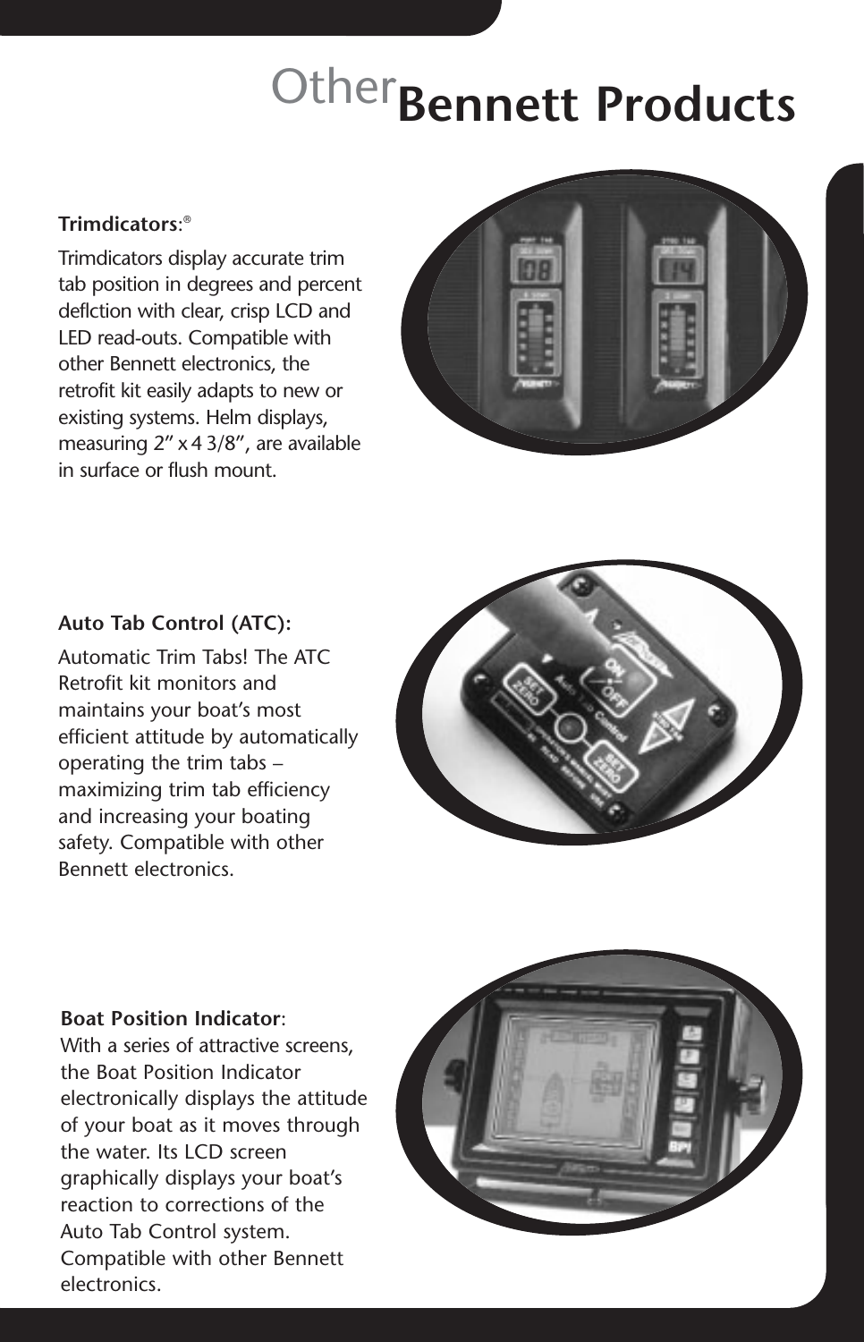# Other Bennett Products

**Trimdicators**:®

Trimdicators display accurate trim tab position in degrees and percent deflction with clear, crisp LCD and LED read-outs. Compatible with other Bennett electronics, the retrofit kit easily adapts to new or existing systems. Helm displays, measuring 2” x 4 3/8”, are available in surface or flush mount.

**Auto Tab Control (ATC):**

Automatic Trim Tabs! The ATC Retrofit kit monitors and maintains your boat’s most efficient attitude by automatically operating the trim tabs – maximizing trim tab efficiency and increasing your boating safety. Compatible with other Bennett electronics.

**Boat Position Indicator**:

With a series of attractive screens, the Boat Position Indicator electronically displays the attitude of your boat as it moves through the water. Its LCD screen graphically displays your boat’s reaction to corrections of the Auto Tab Control system. Compatible with other Bennett electronics.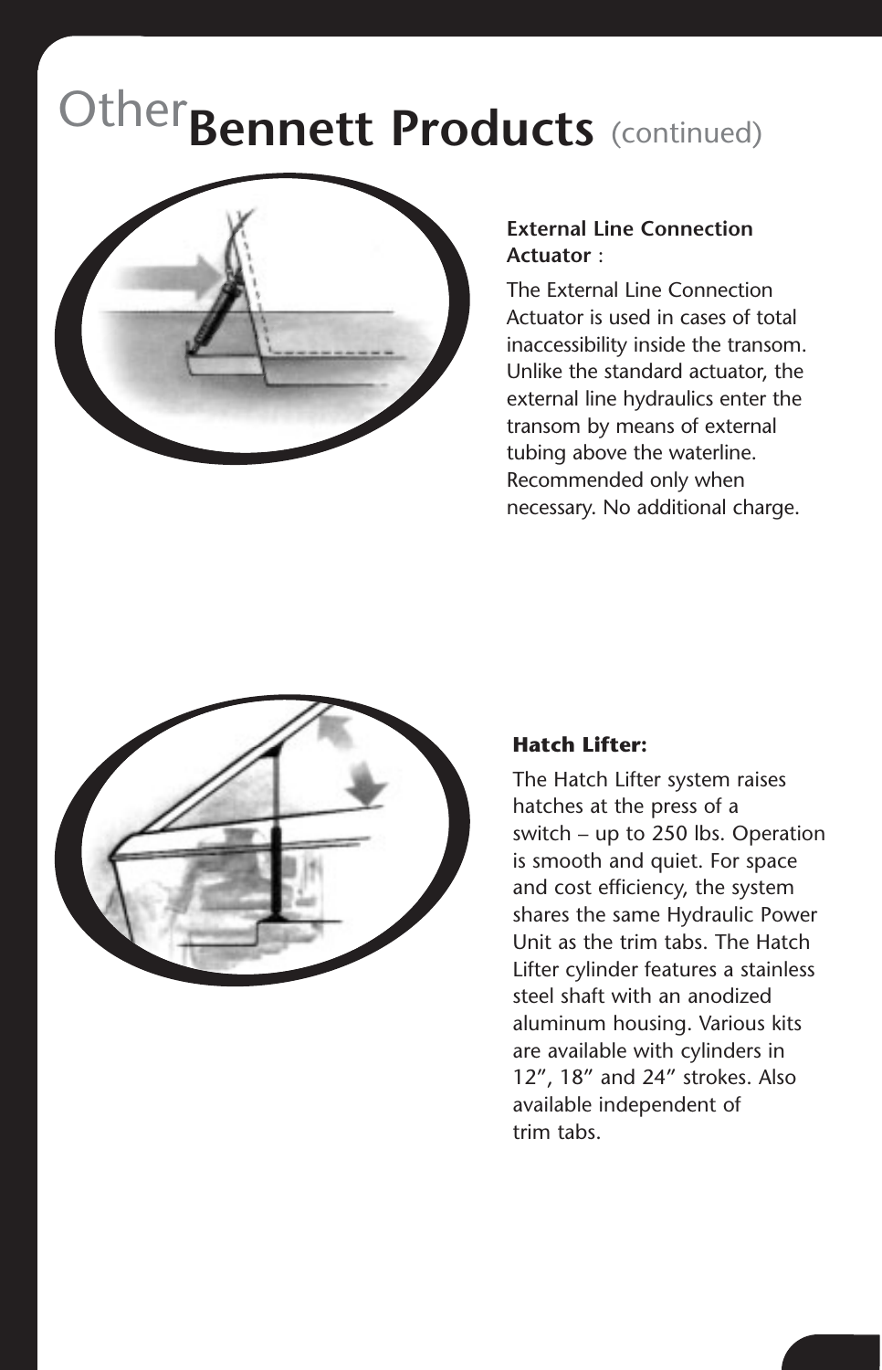# Other Bennett Products (continued)

**External Line Connection Actuator** :

The External Line Connection Actuator is used in cases of total inaccessibility inside the transom. Unlike the standard actuator, the external line hydraulics enter the transom by means of external tubing above the waterline. Recommended only when necessary. No additional charge.

**Hatch Lifter:**

The Hatch Lifter system raises hatches at the press of a switch – up to 250 lbs. Operation is smooth and quiet. For space and cost efficiency, the system shares the same Hydraulic Power Unit as the trim tabs. The Hatch Lifter cylinder features a stainless steel shaft with an anodized aluminum housing. Various kits are available with cylinders in 12”, 18” and 24” strokes. Also available independent of trim tabs.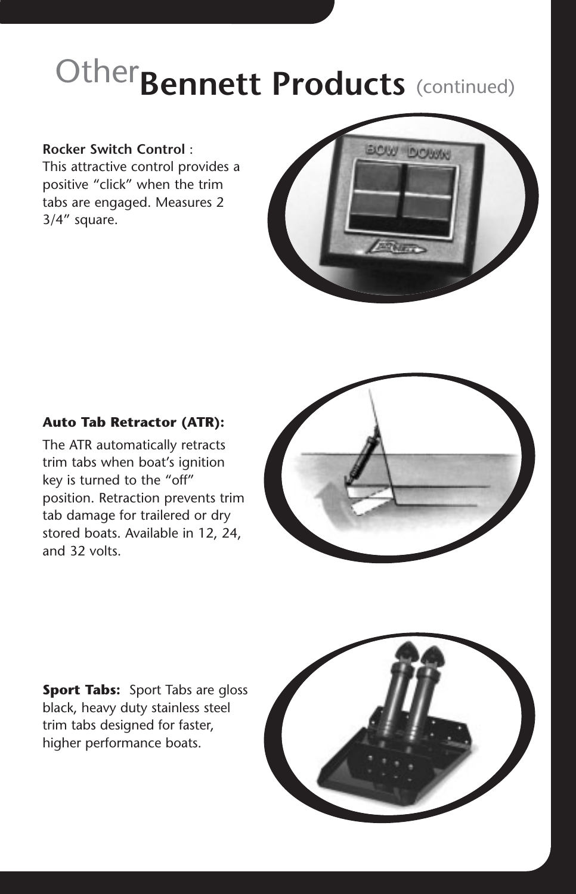# Other Bennett Products (continued)

**Rocker Switch Control** :
This attractive control provides a positive “click” when the trim tabs are engaged. Measures 2 3/4” square.

**Auto Tab Retractor (ATR):**

The ATR automatically retracts trim tabs when boat’s ignition key is turned to the “off” position. Retraction prevents trim tab damage for trailered or dry stored boats. Available in 12, 24, and 32 volts.

**Sport Tabs:** Sport Tabs are gloss black, heavy duty stainless steel trim tabs designed for faster, higher performance boats.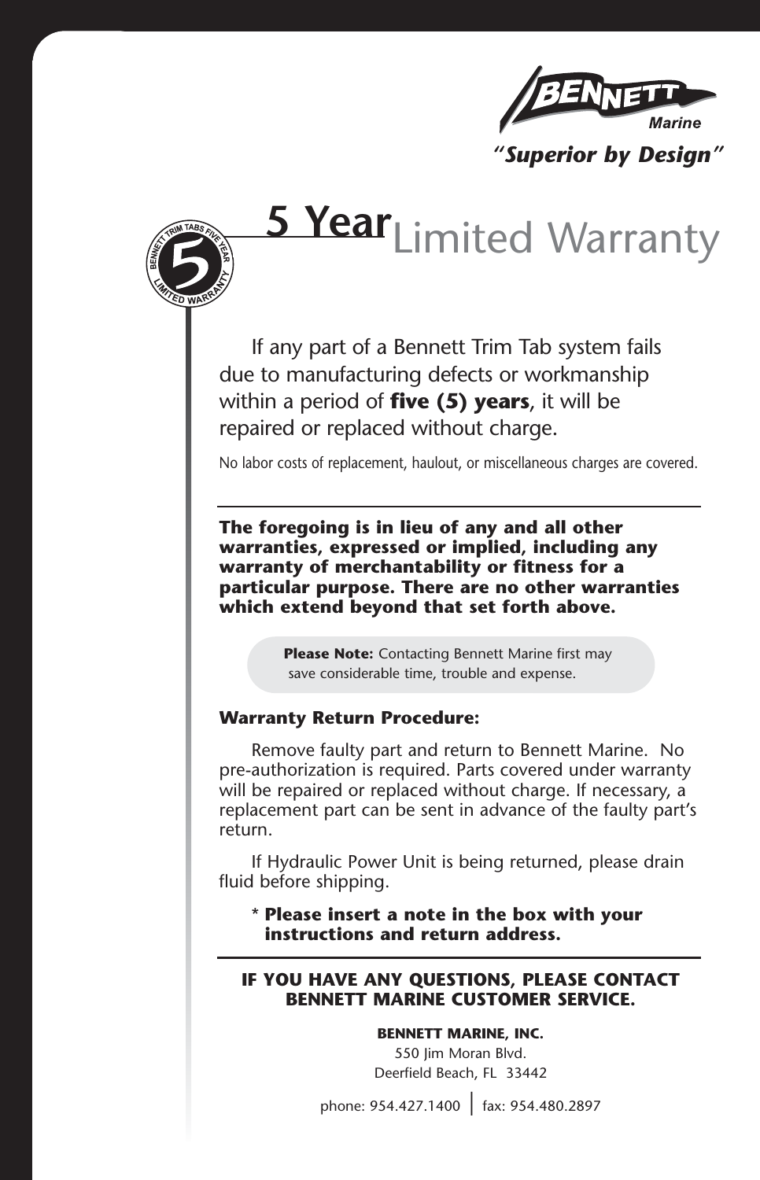BENNETT Marine

*"Superior by Design"*

# 5 Year Limited Warranty

BENNETT TRIM TABS FIVE YEAR 5 LIMITED WARRANTY

If any part of a Bennett Trim Tab system fails due to manufacturing defects or workmanship within a period of **five (5) years**, it will be repaired or replaced without charge.

No labor costs of replacement, haulout, or miscellaneous charges are covered.

---

**The foregoing is in lieu of any and all other warranties, expressed or implied, including any warranty of merchantability or fitness for a particular purpose. There are no other warranties which extend beyond that set forth above.**

> **Please Note:** Contacting Bennett Marine first may save considerable time, trouble and expense.

**Warranty Return Procedure:**

Remove faulty part and return to Bennett Marine. No pre-authorization is required. Parts covered under warranty will be repaired or replaced without charge. If necessary, a replacement part can be sent in advance of the faulty part's return.

If Hydraulic Power Unit is being returned, please drain fluid before shipping.

\* **Please insert a note in the box with your instructions and return address.**

---

**IF YOU HAVE ANY QUESTIONS, PLEASE CONTACT BENNETT MARINE CUSTOMER SERVICE.**

**BENNETT MARINE, INC.**
550 Jim Moran Blvd.
Deerfield Beach, FL 33442

phone: 954.427.1400 | fax: 954.480.2897